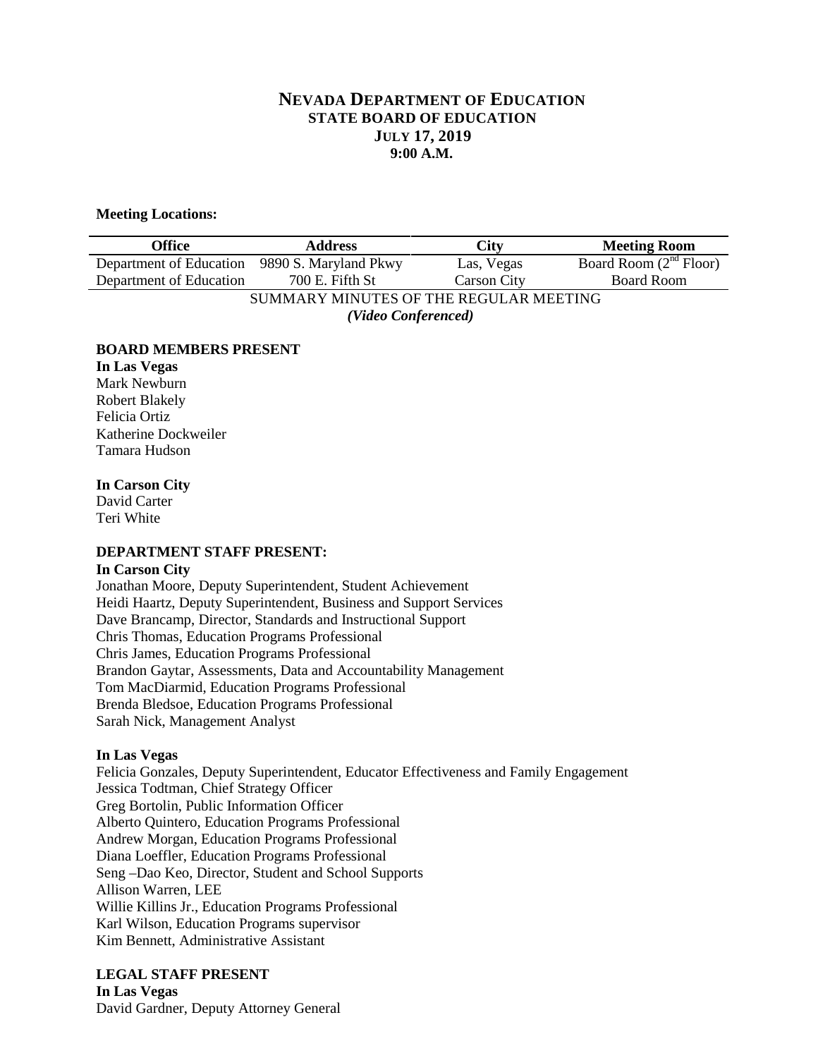# NEVADA DEPARTMENT OF EDUCATION
## STATE BOARD OF EDUCATION
### JULY 17, 2019
### 9:00 A.M.

**Meeting Locations:**

| Office | Address | City | Meeting Room |
|---|---|---|---|
| Department of Education | 9890 S. Maryland Pkwy | Las, Vegas | Board Room (2nd Floor) |
| Department of Education | 700 E. Fifth St | Carson City | Board Room |

SUMMARY MINUTES OF THE REGULAR MEETING
***(Video Conferenced)***

**BOARD MEMBERS PRESENT**

**In Las Vegas**
Mark Newburn
Robert Blakely
Felicia Ortiz
Katherine Dockweiler
Tamara Hudson

**In Carson City**
David Carter
Teri White

**DEPARTMENT STAFF PRESENT:**

**In Carson City**
Jonathan Moore, Deputy Superintendent, Student Achievement
Heidi Haartz, Deputy Superintendent, Business and Support Services
Dave Brancamp, Director, Standards and Instructional Support
Chris Thomas, Education Programs Professional
Chris James, Education Programs Professional
Brandon Gaytar, Assessments, Data and Accountability Management
Tom MacDiarmid, Education Programs Professional
Brenda Bledsoe, Education Programs Professional
Sarah Nick, Management Analyst

**In Las Vegas**
Felicia Gonzales, Deputy Superintendent, Educator Effectiveness and Family Engagement
Jessica Todtman, Chief Strategy Officer
Greg Bortolin, Public Information Officer
Alberto Quintero, Education Programs Professional
Andrew Morgan, Education Programs Professional
Diana Loeffler, Education Programs Professional
Seng –Dao Keo, Director, Student and School Supports
Allison Warren, LEE
Willie Killins Jr., Education Programs Professional
Karl Wilson, Education Programs supervisor
Kim Bennett, Administrative Assistant

**LEGAL STAFF PRESENT**

**In Las Vegas**
David Gardner, Deputy Attorney General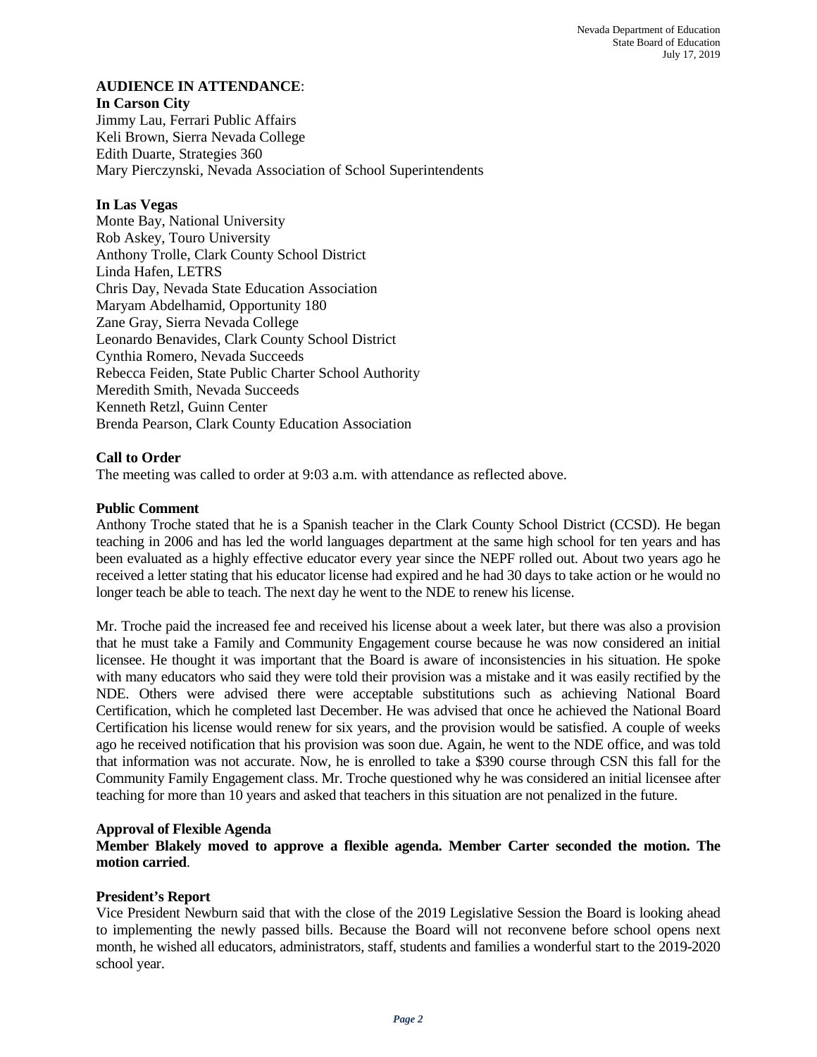**AUDIENCE IN ATTENDANCE**:

**In Carson City**
Jimmy Lau, Ferrari Public Affairs
Keli Brown, Sierra Nevada College
Edith Duarte, Strategies 360
Mary Pierczynski, Nevada Association of School Superintendents

**In Las Vegas**
Monte Bay, National University
Rob Askey, Touro University
Anthony Trolle, Clark County School District
Linda Hafen, LETRS
Chris Day, Nevada State Education Association
Maryam Abdelhamid, Opportunity 180
Zane Gray, Sierra Nevada College
Leonardo Benavides, Clark County School District
Cynthia Romero, Nevada Succeeds
Rebecca Feiden, State Public Charter School Authority
Meredith Smith, Nevada Succeeds
Kenneth Retzl, Guinn Center
Brenda Pearson, Clark County Education Association

**Call to Order**
The meeting was called to order at 9:03 a.m. with attendance as reflected above.

**Public Comment**
Anthony Troche stated that he is a Spanish teacher in the Clark County School District (CCSD). He began teaching in 2006 and has led the world languages department at the same high school for ten years and has been evaluated as a highly effective educator every year since the NEPF rolled out. About two years ago he received a letter stating that his educator license had expired and he had 30 days to take action or he would no longer teach be able to teach. The next day he went to the NDE to renew his license.

Mr. Troche paid the increased fee and received his license about a week later, but there was also a provision that he must take a Family and Community Engagement course because he was now considered an initial licensee. He thought it was important that the Board is aware of inconsistencies in his situation. He spoke with many educators who said they were told their provision was a mistake and it was easily rectified by the NDE. Others were advised there were acceptable substitutions such as achieving National Board Certification, which he completed last December. He was advised that once he achieved the National Board Certification his license would renew for six years, and the provision would be satisfied. A couple of weeks ago he received notification that his provision was soon due. Again, he went to the NDE office, and was told that information was not accurate. Now, he is enrolled to take a $390 course through CSN this fall for the Community Family Engagement class. Mr. Troche questioned why he was considered an initial licensee after teaching for more than 10 years and asked that teachers in this situation are not penalized in the future.

**Approval of Flexible Agenda**
**Member Blakely moved to approve a flexible agenda. Member Carter seconded the motion. The motion carried**.

**President's Report**
Vice President Newburn said that with the close of the 2019 Legislative Session the Board is looking ahead to implementing the newly passed bills. Because the Board will not reconvene before school opens next month, he wished all educators, administrators, staff, students and families a wonderful start to the 2019-2020 school year.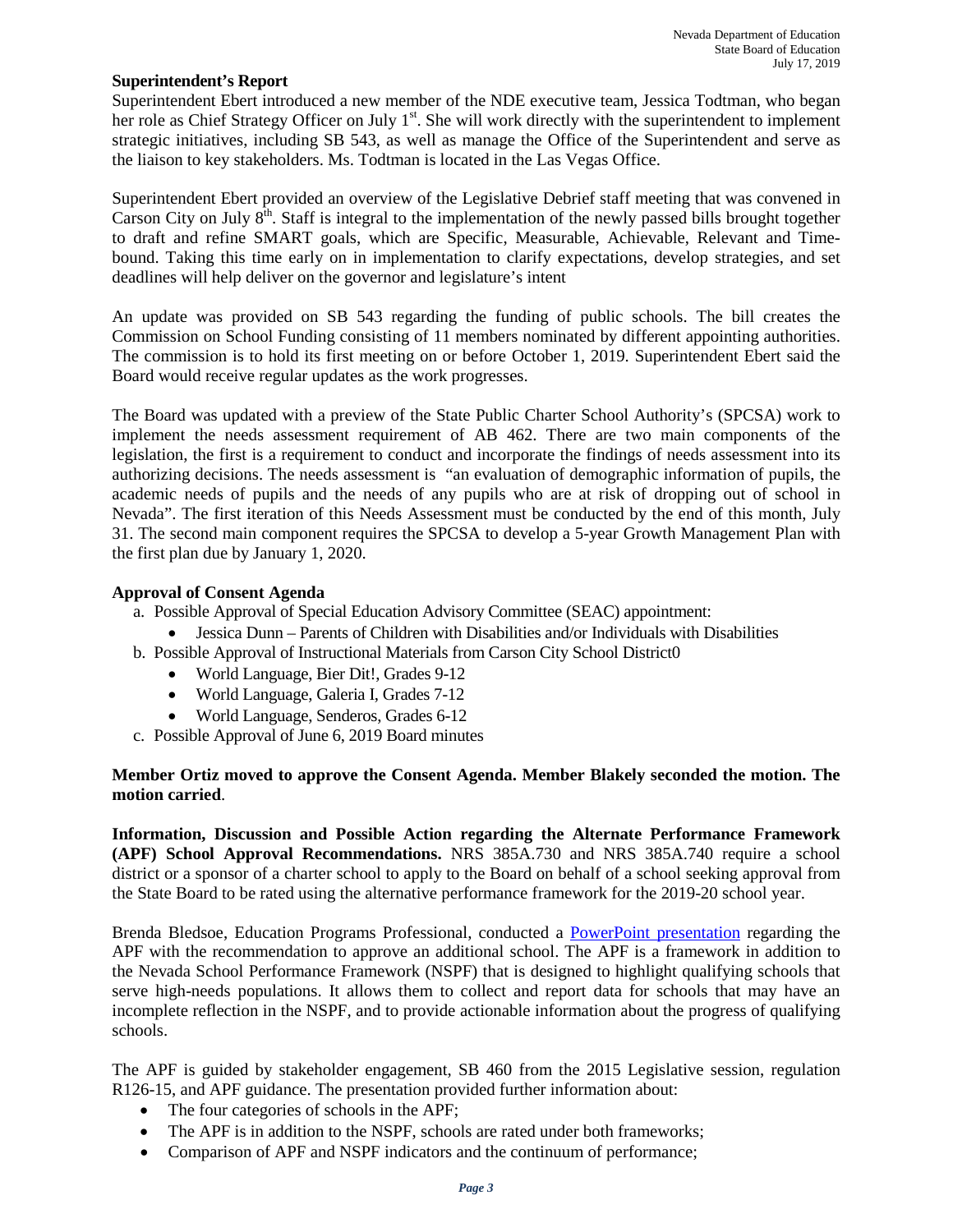**Superintendent's Report**

Superintendent Ebert introduced a new member of the NDE executive team, Jessica Todtman, who began her role as Chief Strategy Officer on July 1st. She will work directly with the superintendent to implement strategic initiatives, including SB 543, as well as manage the Office of the Superintendent and serve as the liaison to key stakeholders. Ms. Todtman is located in the Las Vegas Office.

Superintendent Ebert provided an overview of the Legislative Debrief staff meeting that was convened in Carson City on July 8th. Staff is integral to the implementation of the newly passed bills brought together to draft and refine SMART goals, which are Specific, Measurable, Achievable, Relevant and Time-bound. Taking this time early on in implementation to clarify expectations, develop strategies, and set deadlines will help deliver on the governor and legislature's intent

An update was provided on SB 543 regarding the funding of public schools. The bill creates the Commission on School Funding consisting of 11 members nominated by different appointing authorities. The commission is to hold its first meeting on or before October 1, 2019. Superintendent Ebert said the Board would receive regular updates as the work progresses.

The Board was updated with a preview of the State Public Charter School Authority's (SPCSA) work to implement the needs assessment requirement of AB 462. There are two main components of the legislation, the first is a requirement to conduct and incorporate the findings of needs assessment into its authorizing decisions. The needs assessment is "an evaluation of demographic information of pupils, the academic needs of pupils and the needs of any pupils who are at risk of dropping out of school in Nevada". The first iteration of this Needs Assessment must be conducted by the end of this month, July 31. The second main component requires the SPCSA to develop a 5-year Growth Management Plan with the first plan due by January 1, 2020.

**Approval of Consent Agenda**

a. Possible Approval of Special Education Advisory Committee (SEAC) appointment:
   - Jessica Dunn – Parents of Children with Disabilities and/or Individuals with Disabilities
b. Possible Approval of Instructional Materials from Carson City School District0
   - World Language, Bier Dit!, Grades 9-12
   - World Language, Galeria I, Grades 7-12
   - World Language, Senderos, Grades 6-12
c. Possible Approval of June 6, 2019 Board minutes

**Member Ortiz moved to approve the Consent Agenda. Member Blakely seconded the motion. The motion carried**.

**Information, Discussion and Possible Action regarding the Alternate Performance Framework (APF) School Approval Recommendations.** NRS 385A.730 and NRS 385A.740 require a school district or a sponsor of a charter school to apply to the Board on behalf of a school seeking approval from the State Board to be rated using the alternative performance framework for the 2019-20 school year.

Brenda Bledsoe, Education Programs Professional, conducted a PowerPoint presentation regarding the APF with the recommendation to approve an additional school. The APF is a framework in addition to the Nevada School Performance Framework (NSPF) that is designed to highlight qualifying schools that serve high-needs populations. It allows them to collect and report data for schools that may have an incomplete reflection in the NSPF, and to provide actionable information about the progress of qualifying schools.

The APF is guided by stakeholder engagement, SB 460 from the 2015 Legislative session, regulation R126-15, and APF guidance. The presentation provided further information about:

- The four categories of schools in the APF;
- The APF is in addition to the NSPF, schools are rated under both frameworks;
- Comparison of APF and NSPF indicators and the continuum of performance;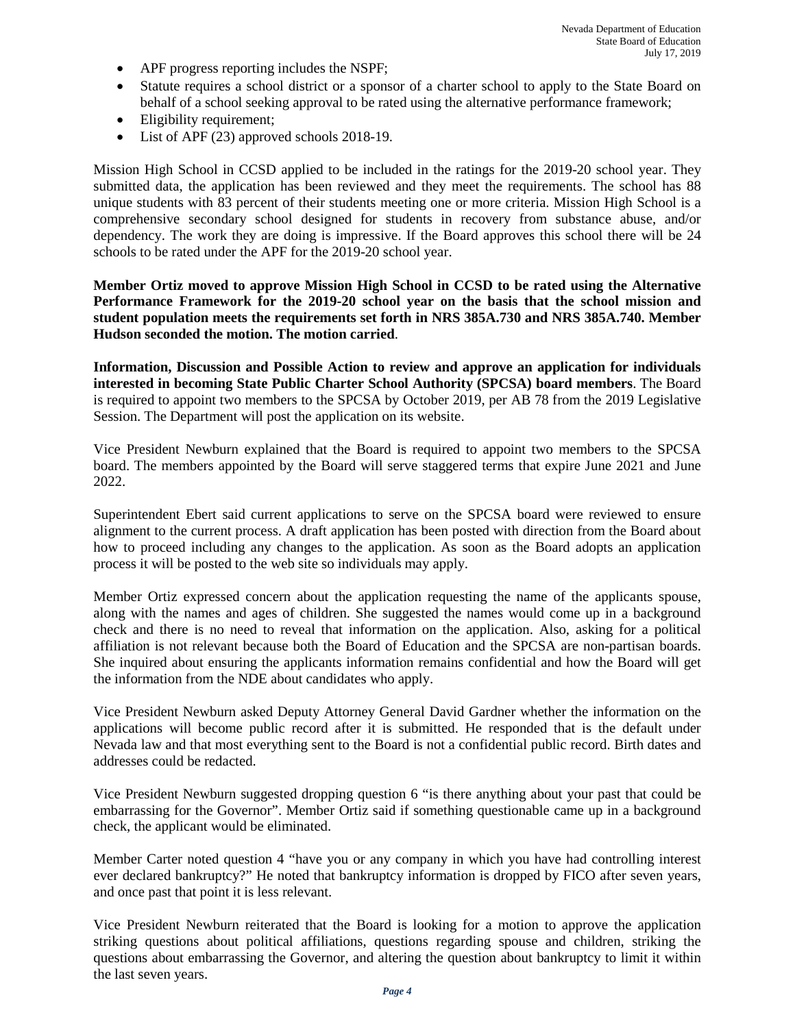- APF progress reporting includes the NSPF;
- Statute requires a school district or a sponsor of a charter school to apply to the State Board on behalf of a school seeking approval to be rated using the alternative performance framework;
- Eligibility requirement;
- List of APF (23) approved schools 2018-19.

Mission High School in CCSD applied to be included in the ratings for the 2019-20 school year. They submitted data, the application has been reviewed and they meet the requirements. The school has 88 unique students with 83 percent of their students meeting one or more criteria. Mission High School is a comprehensive secondary school designed for students in recovery from substance abuse, and/or dependency. The work they are doing is impressive. If the Board approves this school there will be 24 schools to be rated under the APF for the 2019-20 school year.

**Member Ortiz moved to approve Mission High School in CCSD to be rated using the Alternative Performance Framework for the 2019-20 school year on the basis that the school mission and student population meets the requirements set forth in NRS 385A.730 and NRS 385A.740. Member Hudson seconded the motion. The motion carried**.

**Information, Discussion and Possible Action to review and approve an application for individuals interested in becoming State Public Charter School Authority (SPCSA) board members**. The Board is required to appoint two members to the SPCSA by October 2019, per AB 78 from the 2019 Legislative Session. The Department will post the application on its website.

Vice President Newburn explained that the Board is required to appoint two members to the SPCSA board. The members appointed by the Board will serve staggered terms that expire June 2021 and June 2022.

Superintendent Ebert said current applications to serve on the SPCSA board were reviewed to ensure alignment to the current process. A draft application has been posted with direction from the Board about how to proceed including any changes to the application. As soon as the Board adopts an application process it will be posted to the web site so individuals may apply.

Member Ortiz expressed concern about the application requesting the name of the applicants spouse, along with the names and ages of children. She suggested the names would come up in a background check and there is no need to reveal that information on the application. Also, asking for a political affiliation is not relevant because both the Board of Education and the SPCSA are non-partisan boards. She inquired about ensuring the applicants information remains confidential and how the Board will get the information from the NDE about candidates who apply.

Vice President Newburn asked Deputy Attorney General David Gardner whether the information on the applications will become public record after it is submitted. He responded that is the default under Nevada law and that most everything sent to the Board is not a confidential public record. Birth dates and addresses could be redacted.

Vice President Newburn suggested dropping question 6 "is there anything about your past that could be embarrassing for the Governor". Member Ortiz said if something questionable came up in a background check, the applicant would be eliminated.

Member Carter noted question 4 "have you or any company in which you have had controlling interest ever declared bankruptcy?" He noted that bankruptcy information is dropped by FICO after seven years, and once past that point it is less relevant.

Vice President Newburn reiterated that the Board is looking for a motion to approve the application striking questions about political affiliations, questions regarding spouse and children, striking the questions about embarrassing the Governor, and altering the question about bankruptcy to limit it within the last seven years.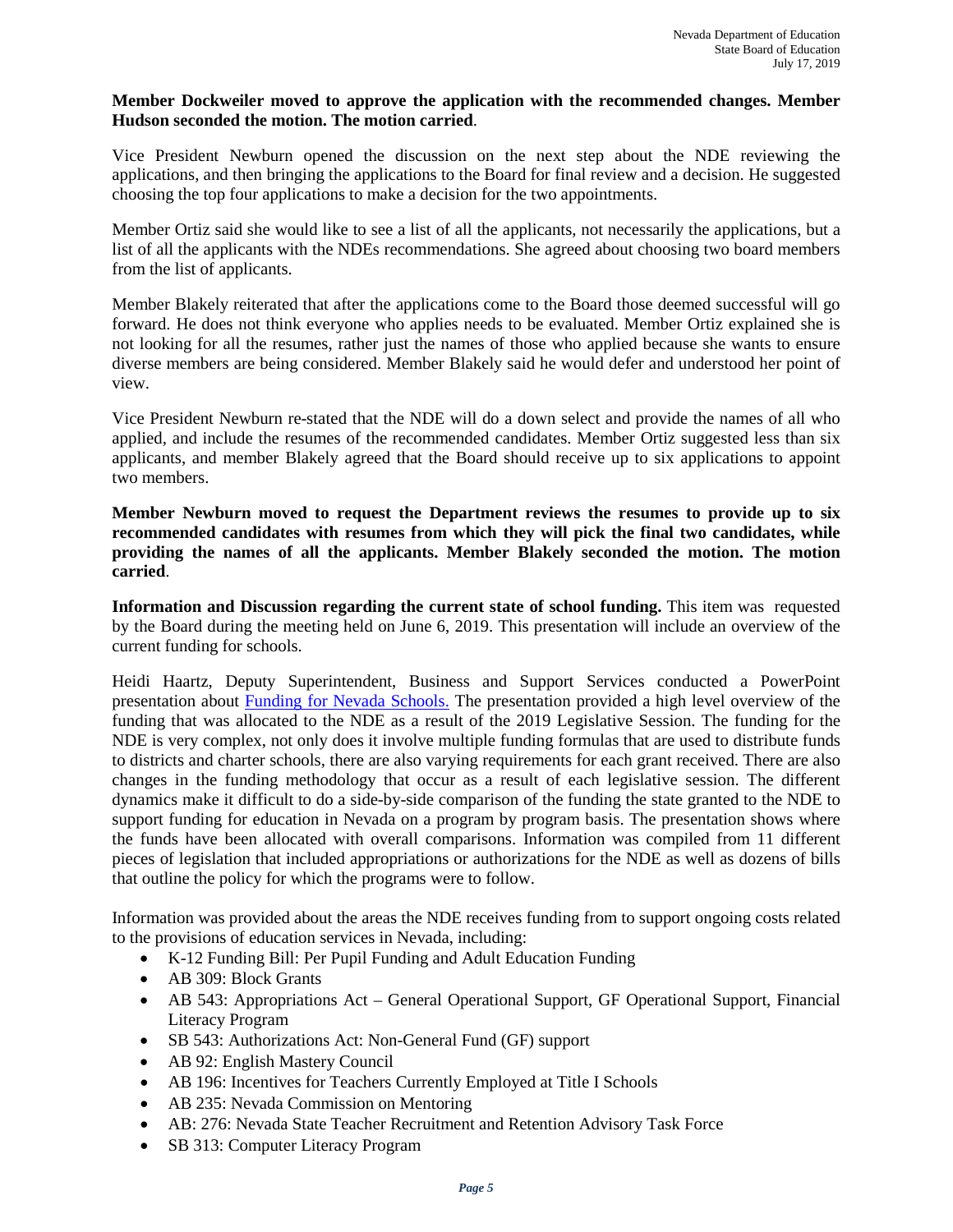**Member Dockweiler moved to approve the application with the recommended changes. Member Hudson seconded the motion. The motion carried**.

Vice President Newburn opened the discussion on the next step about the NDE reviewing the applications, and then bringing the applications to the Board for final review and a decision. He suggested choosing the top four applications to make a decision for the two appointments.

Member Ortiz said she would like to see a list of all the applicants, not necessarily the applications, but a list of all the applicants with the NDEs recommendations. She agreed about choosing two board members from the list of applicants.

Member Blakely reiterated that after the applications come to the Board those deemed successful will go forward. He does not think everyone who applies needs to be evaluated. Member Ortiz explained she is not looking for all the resumes, rather just the names of those who applied because she wants to ensure diverse members are being considered. Member Blakely said he would defer and understood her point of view.

Vice President Newburn re-stated that the NDE will do a down select and provide the names of all who applied, and include the resumes of the recommended candidates. Member Ortiz suggested less than six applicants, and member Blakely agreed that the Board should receive up to six applications to appoint two members.

**Member Newburn moved to request the Department reviews the resumes to provide up to six recommended candidates with resumes from which they will pick the final two candidates, while providing the names of all the applicants. Member Blakely seconded the motion. The motion carried**.

**Information and Discussion regarding the current state of school funding.** This item was requested by the Board during the meeting held on June 6, 2019. This presentation will include an overview of the current funding for schools.

Heidi Haartz, Deputy Superintendent, Business and Support Services conducted a PowerPoint presentation about Funding for Nevada Schools. The presentation provided a high level overview of the funding that was allocated to the NDE as a result of the 2019 Legislative Session. The funding for the NDE is very complex, not only does it involve multiple funding formulas that are used to distribute funds to districts and charter schools, there are also varying requirements for each grant received. There are also changes in the funding methodology that occur as a result of each legislative session. The different dynamics make it difficult to do a side-by-side comparison of the funding the state granted to the NDE to support funding for education in Nevada on a program by program basis. The presentation shows where the funds have been allocated with overall comparisons. Information was compiled from 11 different pieces of legislation that included appropriations or authorizations for the NDE as well as dozens of bills that outline the policy for which the programs were to follow.

Information was provided about the areas the NDE receives funding from to support ongoing costs related to the provisions of education services in Nevada, including:

- K-12 Funding Bill: Per Pupil Funding and Adult Education Funding
- AB 309: Block Grants
- AB 543: Appropriations Act – General Operational Support, GF Operational Support, Financial Literacy Program
- SB 543: Authorizations Act: Non-General Fund (GF) support
- AB 92: English Mastery Council
- AB 196: Incentives for Teachers Currently Employed at Title I Schools
- AB 235: Nevada Commission on Mentoring
- AB: 276: Nevada State Teacher Recruitment and Retention Advisory Task Force
- SB 313: Computer Literacy Program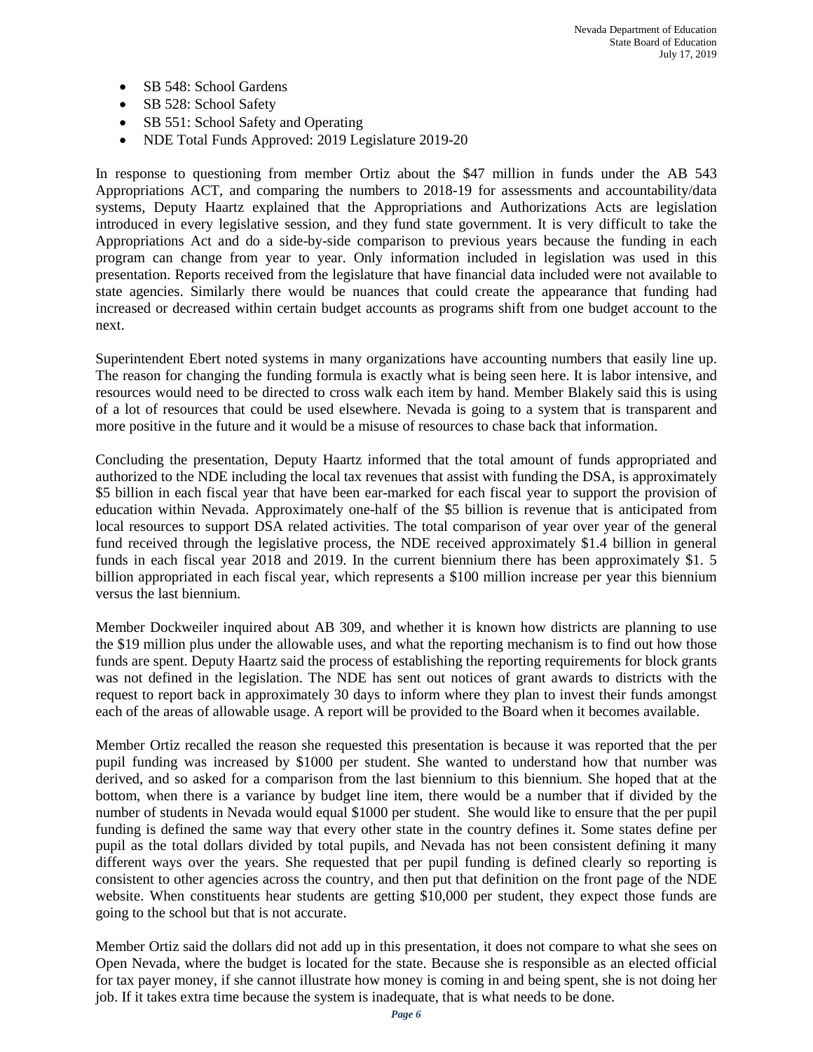- SB 548: School Gardens
- SB 528: School Safety
- SB 551: School Safety and Operating
- NDE Total Funds Approved: 2019 Legislature 2019-20

In response to questioning from member Ortiz about the $47 million in funds under the AB 543 Appropriations ACT, and comparing the numbers to 2018-19 for assessments and accountability/data systems, Deputy Haartz explained that the Appropriations and Authorizations Acts are legislation introduced in every legislative session, and they fund state government. It is very difficult to take the Appropriations Act and do a side-by-side comparison to previous years because the funding in each program can change from year to year. Only information included in legislation was used in this presentation. Reports received from the legislature that have financial data included were not available to state agencies. Similarly there would be nuances that could create the appearance that funding had increased or decreased within certain budget accounts as programs shift from one budget account to the next.

Superintendent Ebert noted systems in many organizations have accounting numbers that easily line up. The reason for changing the funding formula is exactly what is being seen here. It is labor intensive, and resources would need to be directed to cross walk each item by hand. Member Blakely said this is using of a lot of resources that could be used elsewhere. Nevada is going to a system that is transparent and more positive in the future and it would be a misuse of resources to chase back that information.

Concluding the presentation, Deputy Haartz informed that the total amount of funds appropriated and authorized to the NDE including the local tax revenues that assist with funding the DSA, is approximately $5 billion in each fiscal year that have been ear-marked for each fiscal year to support the provision of education within Nevada. Approximately one-half of the $5 billion is revenue that is anticipated from local resources to support DSA related activities. The total comparison of year over year of the general fund received through the legislative process, the NDE received approximately $1.4 billion in general funds in each fiscal year 2018 and 2019. In the current biennium there has been approximately $1. 5 billion appropriated in each fiscal year, which represents a $100 million increase per year this biennium versus the last biennium.

Member Dockweiler inquired about AB 309, and whether it is known how districts are planning to use the $19 million plus under the allowable uses, and what the reporting mechanism is to find out how those funds are spent. Deputy Haartz said the process of establishing the reporting requirements for block grants was not defined in the legislation. The NDE has sent out notices of grant awards to districts with the request to report back in approximately 30 days to inform where they plan to invest their funds amongst each of the areas of allowable usage. A report will be provided to the Board when it becomes available.

Member Ortiz recalled the reason she requested this presentation is because it was reported that the per pupil funding was increased by $1000 per student. She wanted to understand how that number was derived, and so asked for a comparison from the last biennium to this biennium. She hoped that at the bottom, when there is a variance by budget line item, there would be a number that if divided by the number of students in Nevada would equal $1000 per student. She would like to ensure that the per pupil funding is defined the same way that every other state in the country defines it. Some states define per pupil as the total dollars divided by total pupils, and Nevada has not been consistent defining it many different ways over the years. She requested that per pupil funding is defined clearly so reporting is consistent to other agencies across the country, and then put that definition on the front page of the NDE website. When constituents hear students are getting $10,000 per student, they expect those funds are going to the school but that is not accurate.

Member Ortiz said the dollars did not add up in this presentation, it does not compare to what she sees on Open Nevada, where the budget is located for the state. Because she is responsible as an elected official for tax payer money, if she cannot illustrate how money is coming in and being spent, she is not doing her job. If it takes extra time because the system is inadequate, that is what needs to be done.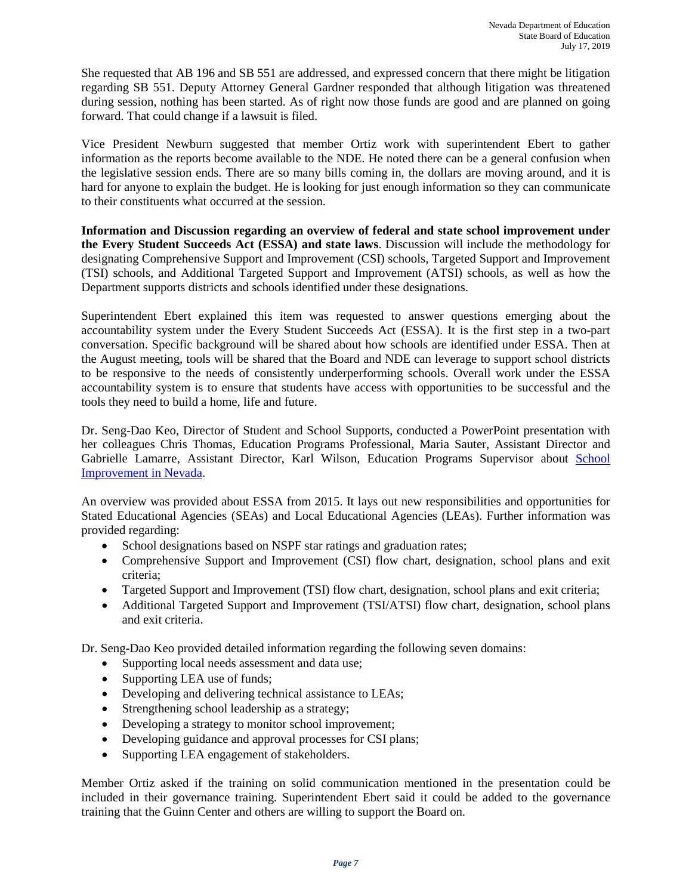She requested that AB 196 and SB 551 are addressed, and expressed concern that there might be litigation regarding SB 551. Deputy Attorney General Gardner responded that although litigation was threatened during session, nothing has been started. As of right now those funds are good and are planned on going forward. That could change if a lawsuit is filed.

Vice President Newburn suggested that member Ortiz work with superintendent Ebert to gather information as the reports become available to the NDE. He noted there can be a general confusion when the legislative session ends. There are so many bills coming in, the dollars are moving around, and it is hard for anyone to explain the budget. He is looking for just enough information so they can communicate to their constituents what occurred at the session.

**Information and Discussion regarding an overview of federal and state school improvement under the Every Student Succeeds Act (ESSA) and state laws**. Discussion will include the methodology for designating Comprehensive Support and Improvement (CSI) schools, Targeted Support and Improvement (TSI) schools, and Additional Targeted Support and Improvement (ATSI) schools, as well as how the Department supports districts and schools identified under these designations.

Superintendent Ebert explained this item was requested to answer questions emerging about the accountability system under the Every Student Succeeds Act (ESSA). It is the first step in a two-part conversation. Specific background will be shared about how schools are identified under ESSA. Then at the August meeting, tools will be shared that the Board and NDE can leverage to support school districts to be responsive to the needs of consistently underperforming schools. Overall work under the ESSA accountability system is to ensure that students have access with opportunities to be successful and the tools they need to build a home, life and future.

Dr. Seng-Dao Keo, Director of Student and School Supports, conducted a PowerPoint presentation with her colleagues Chris Thomas, Education Programs Professional, Maria Sauter, Assistant Director and Gabrielle Lamarre, Assistant Director, Karl Wilson, Education Programs Supervisor about [School Improvement in Nevada](#).

An overview was provided about ESSA from 2015. It lays out new responsibilities and opportunities for Stated Educational Agencies (SEAs) and Local Educational Agencies (LEAs). Further information was provided regarding:

- School designations based on NSPF star ratings and graduation rates;
- Comprehensive Support and Improvement (CSI) flow chart, designation, school plans and exit criteria;
- Targeted Support and Improvement (TSI) flow chart, designation, school plans and exit criteria;
- Additional Targeted Support and Improvement (TSI/ATSI) flow chart, designation, school plans and exit criteria.

Dr. Seng-Dao Keo provided detailed information regarding the following seven domains:

- Supporting local needs assessment and data use;
- Supporting LEA use of funds;
- Developing and delivering technical assistance to LEAs;
- Strengthening school leadership as a strategy;
- Developing a strategy to monitor school improvement;
- Developing guidance and approval processes for CSI plans;
- Supporting LEA engagement of stakeholders.

Member Ortiz asked if the training on solid communication mentioned in the presentation could be included in their governance training. Superintendent Ebert said it could be added to the governance training that the Guinn Center and others are willing to support the Board on.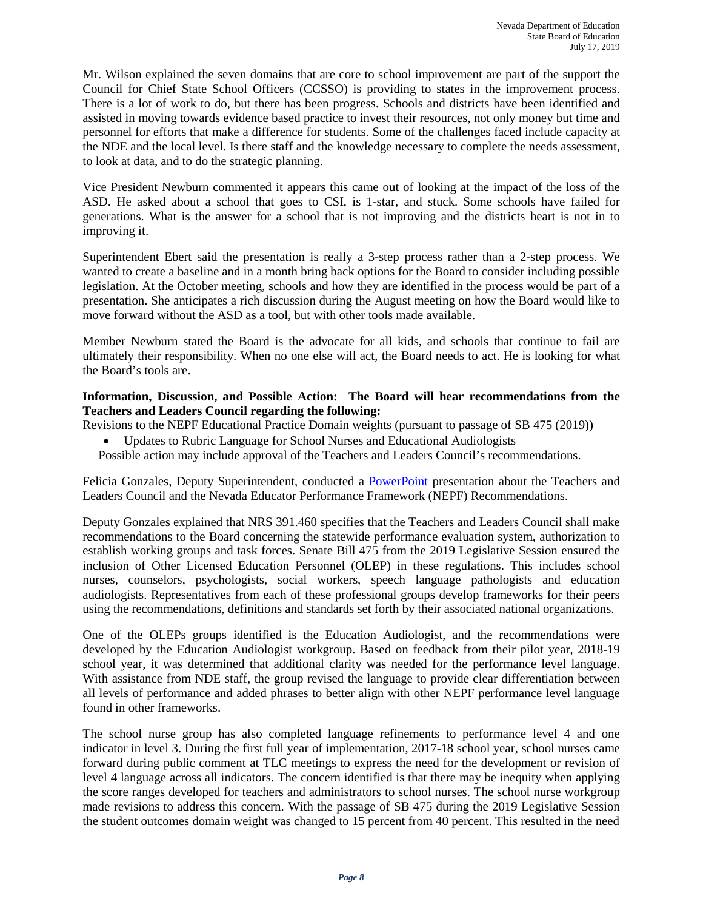Mr. Wilson explained the seven domains that are core to school improvement are part of the support the Council for Chief State School Officers (CCSSO) is providing to states in the improvement process. There is a lot of work to do, but there has been progress. Schools and districts have been identified and assisted in moving towards evidence based practice to invest their resources, not only money but time and personnel for efforts that make a difference for students. Some of the challenges faced include capacity at the NDE and the local level. Is there staff and the knowledge necessary to complete the needs assessment, to look at data, and to do the strategic planning.

Vice President Newburn commented it appears this came out of looking at the impact of the loss of the ASD. He asked about a school that goes to CSI, is 1-star, and stuck. Some schools have failed for generations. What is the answer for a school that is not improving and the districts heart is not in to improving it.

Superintendent Ebert said the presentation is really a 3-step process rather than a 2-step process. We wanted to create a baseline and in a month bring back options for the Board to consider including possible legislation. At the October meeting, schools and how they are identified in the process would be part of a presentation. She anticipates a rich discussion during the August meeting on how the Board would like to move forward without the ASD as a tool, but with other tools made available.

Member Newburn stated the Board is the advocate for all kids, and schools that continue to fail are ultimately their responsibility. When no one else will act, the Board needs to act. He is looking for what the Board's tools are.

**Information, Discussion, and Possible Action: The Board will hear recommendations from the Teachers and Leaders Council regarding the following:**

Revisions to the NEPF Educational Practice Domain weights (pursuant to passage of SB 475 (2019))

- Updates to Rubric Language for School Nurses and Educational Audiologists

Possible action may include approval of the Teachers and Leaders Council's recommendations.

Felicia Gonzales, Deputy Superintendent, conducted a PowerPoint presentation about the Teachers and Leaders Council and the Nevada Educator Performance Framework (NEPF) Recommendations.

Deputy Gonzales explained that NRS 391.460 specifies that the Teachers and Leaders Council shall make recommendations to the Board concerning the statewide performance evaluation system, authorization to establish working groups and task forces. Senate Bill 475 from the 2019 Legislative Session ensured the inclusion of Other Licensed Education Personnel (OLEP) in these regulations. This includes school nurses, counselors, psychologists, social workers, speech language pathologists and education audiologists. Representatives from each of these professional groups develop frameworks for their peers using the recommendations, definitions and standards set forth by their associated national organizations.

One of the OLEPs groups identified is the Education Audiologist, and the recommendations were developed by the Education Audiologist workgroup. Based on feedback from their pilot year, 2018-19 school year, it was determined that additional clarity was needed for the performance level language. With assistance from NDE staff, the group revised the language to provide clear differentiation between all levels of performance and added phrases to better align with other NEPF performance level language found in other frameworks.

The school nurse group has also completed language refinements to performance level 4 and one indicator in level 3. During the first full year of implementation, 2017-18 school year, school nurses came forward during public comment at TLC meetings to express the need for the development or revision of level 4 language across all indicators. The concern identified is that there may be inequity when applying the score ranges developed for teachers and administrators to school nurses. The school nurse workgroup made revisions to address this concern. With the passage of SB 475 during the 2019 Legislative Session the student outcomes domain weight was changed to 15 percent from 40 percent. This resulted in the need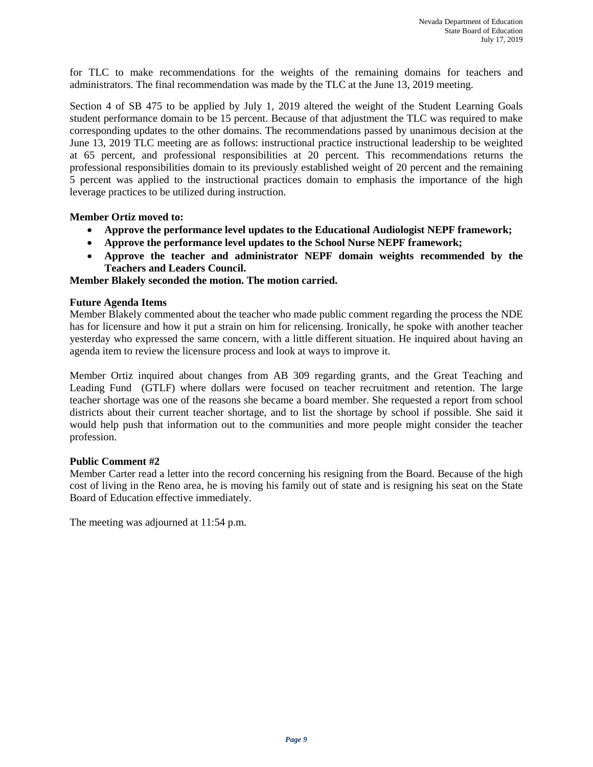for TLC to make recommendations for the weights of the remaining domains for teachers and administrators. The final recommendation was made by the TLC at the June 13, 2019 meeting.

Section 4 of SB 475 to be applied by July 1, 2019 altered the weight of the Student Learning Goals student performance domain to be 15 percent. Because of that adjustment the TLC was required to make corresponding updates to the other domains. The recommendations passed by unanimous decision at the June 13, 2019 TLC meeting are as follows: instructional practice instructional leadership to be weighted at 65 percent, and professional responsibilities at 20 percent. This recommendations returns the professional responsibilities domain to its previously established weight of 20 percent and the remaining 5 percent was applied to the instructional practices domain to emphasis the importance of the high leverage practices to be utilized during instruction.

**Member Ortiz moved to:**

- **Approve the performance level updates to the Educational Audiologist NEPF framework;**
- **Approve the performance level updates to the School Nurse NEPF framework;**
- **Approve the teacher and administrator NEPF domain weights recommended by the Teachers and Leaders Council.**

**Member Blakely seconded the motion. The motion carried.**

**Future Agenda Items**

Member Blakely commented about the teacher who made public comment regarding the process the NDE has for licensure and how it put a strain on him for relicensing. Ironically, he spoke with another teacher yesterday who expressed the same concern, with a little different situation. He inquired about having an agenda item to review the licensure process and look at ways to improve it.

Member Ortiz inquired about changes from AB 309 regarding grants, and the Great Teaching and Leading Fund (GTLF) where dollars were focused on teacher recruitment and retention. The large teacher shortage was one of the reasons she became a board member. She requested a report from school districts about their current teacher shortage, and to list the shortage by school if possible. She said it would help push that information out to the communities and more people might consider the teacher profession.

**Public Comment #2**

Member Carter read a letter into the record concerning his resigning from the Board. Because of the high cost of living in the Reno area, he is moving his family out of state and is resigning his seat on the State Board of Education effective immediately.

The meeting was adjourned at 11:54 p.m.